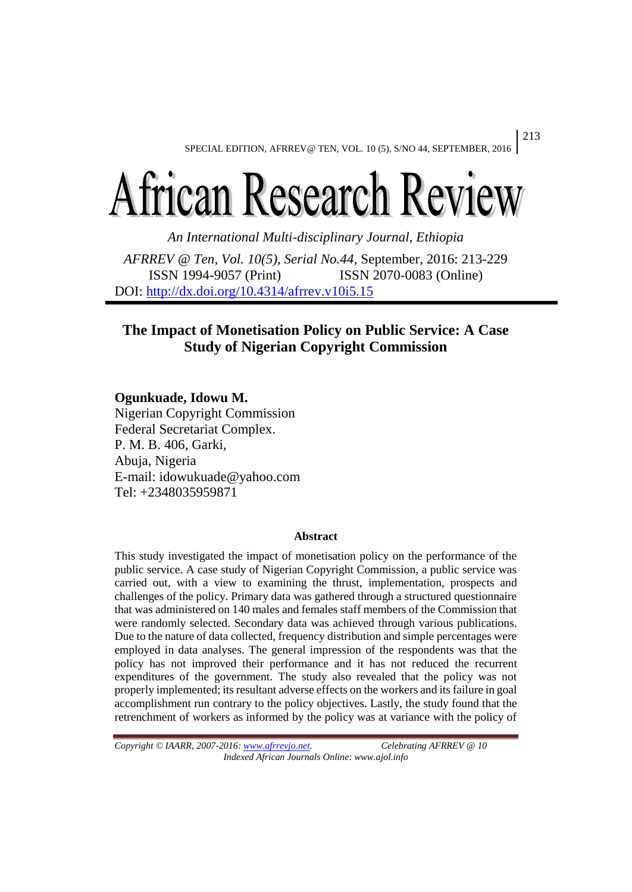# African Research Review

*An International Multi-disciplinary Journal, Ethiopia*

*AFRREV @ Ten, Vol. 10(5), Serial No.44,* September, 2016: 213-229
ISSN 1994-9057 (Print) ISSN 2070-0083 (Online)
DOI: http://dx.doi.org/10.4314/afrrev.v10i5.15

## The Impact of Monetisation Policy on Public Service: A Case Study of Nigerian Copyright Commission

**Ogunkuade, Idowu M.**
Nigerian Copyright Commission
Federal Secretariat Complex.
P. M. B. 406, Garki,
Abuja, Nigeria
E-mail: idowukuade@yahoo.com
Tel: +2348035959871

### Abstract

This study investigated the impact of monetisation policy on the performance of the public service. A case study of Nigerian Copyright Commission, a public service was carried out, with a view to examining the thrust, implementation, prospects and challenges of the policy. Primary data was gathered through a structured questionnaire that was administered on 140 males and females staff members of the Commission that were randomly selected. Secondary data was achieved through various publications. Due to the nature of data collected, frequency distribution and simple percentages were employed in data analyses. The general impression of the respondents was that the policy has not improved their performance and it has not reduced the recurrent expenditures of the government. The study also revealed that the policy was not properly implemented; its resultant adverse effects on the workers and its failure in goal accomplishment run contrary to the policy objectives. Lastly, the study found that the retrenchment of workers as informed by the policy was at variance with the policy of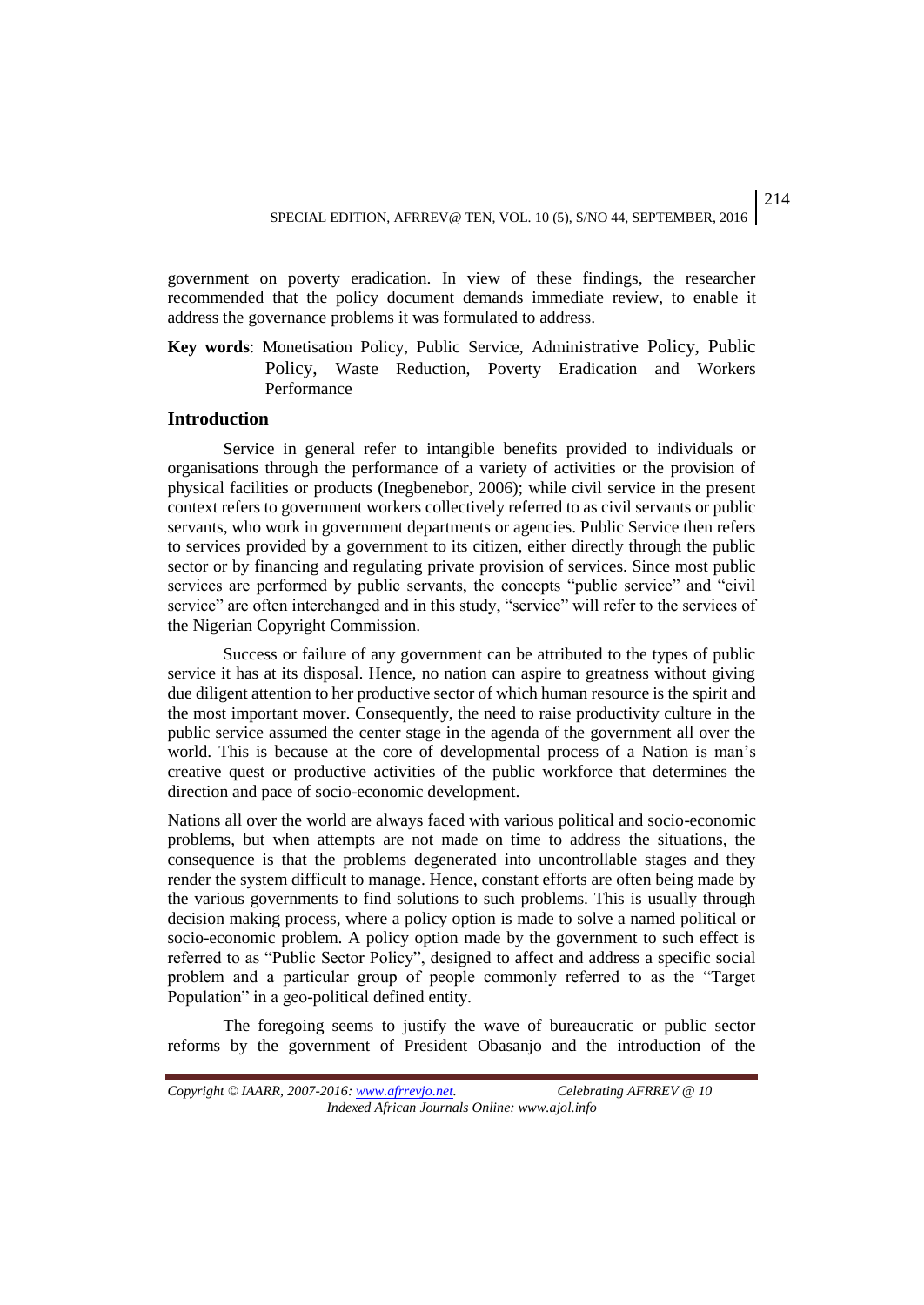government on poverty eradication. In view of these findings, the researcher recommended that the policy document demands immediate review, to enable it address the governance problems it was formulated to address.

**Key words**: Monetisation Policy, Public Service, Administrative Policy, Public Policy, Waste Reduction, Poverty Eradication and Workers Performance

## Introduction

Service in general refer to intangible benefits provided to individuals or organisations through the performance of a variety of activities or the provision of physical facilities or products (Inegbenebor, 2006); while civil service in the present context refers to government workers collectively referred to as civil servants or public servants, who work in government departments or agencies. Public Service then refers to services provided by a government to its citizen, either directly through the public sector or by financing and regulating private provision of services. Since most public services are performed by public servants, the concepts "public service" and "civil service" are often interchanged and in this study, "service" will refer to the services of the Nigerian Copyright Commission.

Success or failure of any government can be attributed to the types of public service it has at its disposal. Hence, no nation can aspire to greatness without giving due diligent attention to her productive sector of which human resource is the spirit and the most important mover. Consequently, the need to raise productivity culture in the public service assumed the center stage in the agenda of the government all over the world. This is because at the core of developmental process of a Nation is man's creative quest or productive activities of the public workforce that determines the direction and pace of socio-economic development.

Nations all over the world are always faced with various political and socio-economic problems, but when attempts are not made on time to address the situations, the consequence is that the problems degenerated into uncontrollable stages and they render the system difficult to manage. Hence, constant efforts are often being made by the various governments to find solutions to such problems. This is usually through decision making process, where a policy option is made to solve a named political or socio-economic problem. A policy option made by the government to such effect is referred to as "Public Sector Policy", designed to affect and address a specific social problem and a particular group of people commonly referred to as the "Target Population" in a geo-political defined entity.

The foregoing seems to justify the wave of bureaucratic or public sector reforms by the government of President Obasanjo and the introduction of the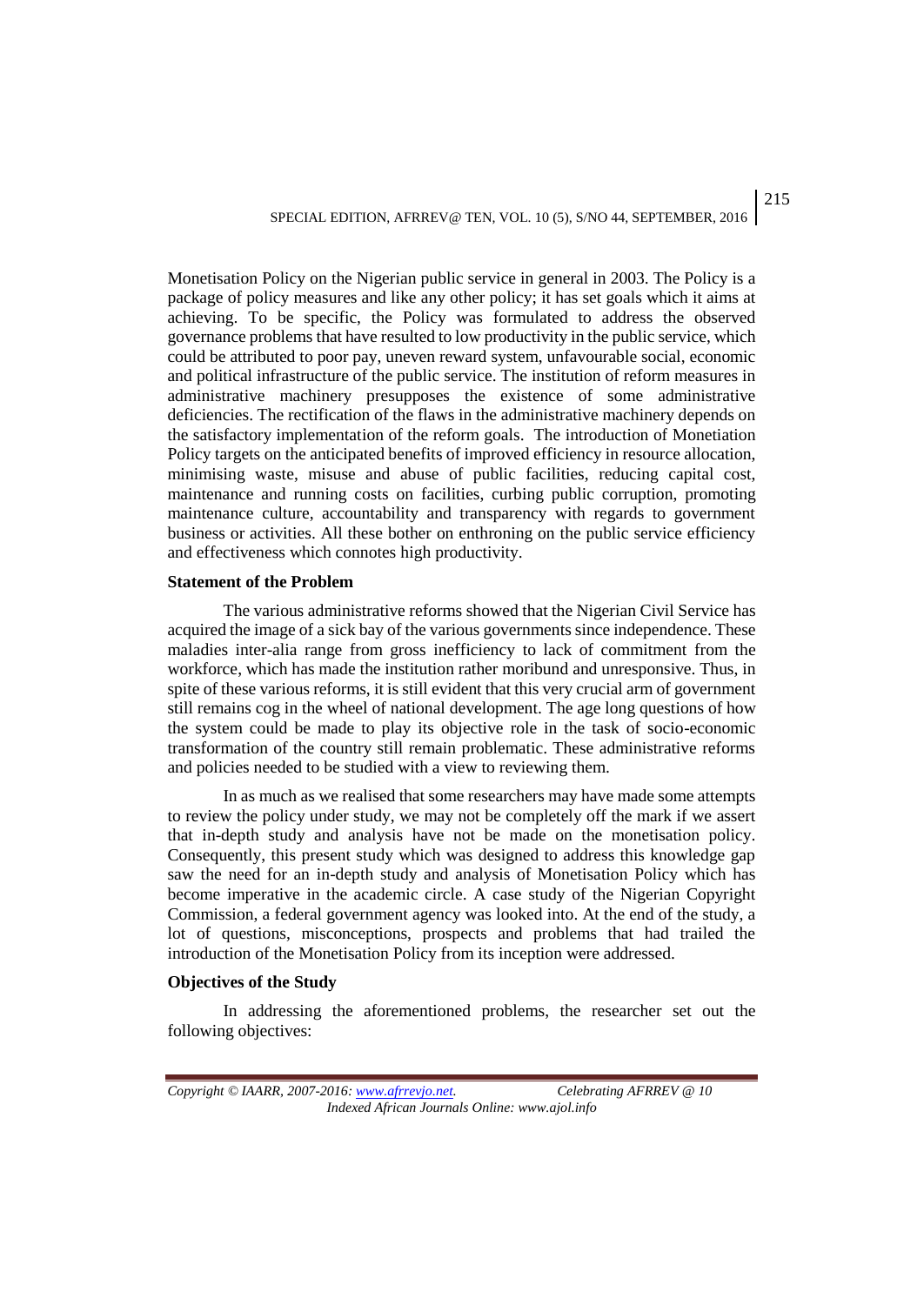Monetisation Policy on the Nigerian public service in general in 2003. The Policy is a package of policy measures and like any other policy; it has set goals which it aims at achieving. To be specific, the Policy was formulated to address the observed governance problems that have resulted to low productivity in the public service, which could be attributed to poor pay, uneven reward system, unfavourable social, economic and political infrastructure of the public service. The institution of reform measures in administrative machinery presupposes the existence of some administrative deficiencies. The rectification of the flaws in the administrative machinery depends on the satisfactory implementation of the reform goals. The introduction of Monetiation Policy targets on the anticipated benefits of improved efficiency in resource allocation, minimising waste, misuse and abuse of public facilities, reducing capital cost, maintenance and running costs on facilities, curbing public corruption, promoting maintenance culture, accountability and transparency with regards to government business or activities. All these bother on enthroning on the public service efficiency and effectiveness which connotes high productivity.

**Statement of the Problem**

The various administrative reforms showed that the Nigerian Civil Service has acquired the image of a sick bay of the various governments since independence. These maladies inter-alia range from gross inefficiency to lack of commitment from the workforce, which has made the institution rather moribund and unresponsive. Thus, in spite of these various reforms, it is still evident that this very crucial arm of government still remains cog in the wheel of national development. The age long questions of how the system could be made to play its objective role in the task of socio-economic transformation of the country still remain problematic. These administrative reforms and policies needed to be studied with a view to reviewing them.

In as much as we realised that some researchers may have made some attempts to review the policy under study, we may not be completely off the mark if we assert that in-depth study and analysis have not be made on the monetisation policy. Consequently, this present study which was designed to address this knowledge gap saw the need for an in-depth study and analysis of Monetisation Policy which has become imperative in the academic circle. A case study of the Nigerian Copyright Commission, a federal government agency was looked into. At the end of the study, a lot of questions, misconceptions, prospects and problems that had trailed the introduction of the Monetisation Policy from its inception were addressed.

**Objectives of the Study**

In addressing the aforementioned problems, the researcher set out the following objectives: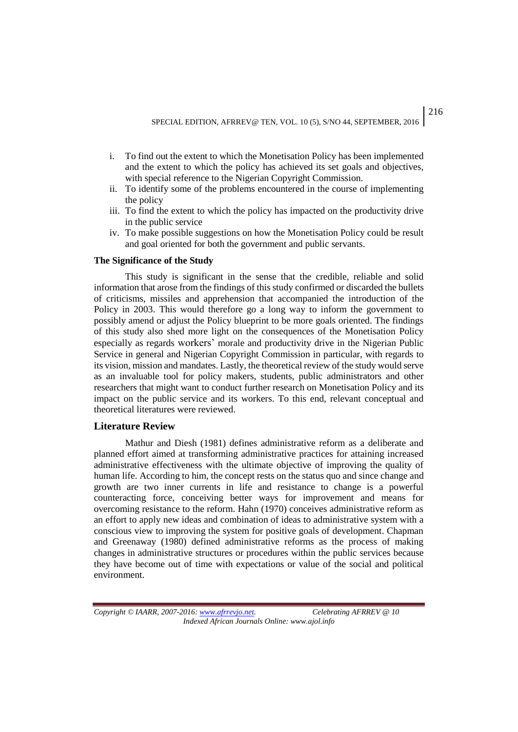i. To find out the extent to which the Monetisation Policy has been implemented and the extent to which the policy has achieved its set goals and objectives, with special reference to the Nigerian Copyright Commission.
ii. To identify some of the problems encountered in the course of implementing the policy
iii. To find the extent to which the policy has impacted on the productivity drive in the public service
iv. To make possible suggestions on how the Monetisation Policy could be result and goal oriented for both the government and public servants.

**The Significance of the Study**

This study is significant in the sense that the credible, reliable and solid information that arose from the findings of this study confirmed or discarded the bullets of criticisms, missiles and apprehension that accompanied the introduction of the Policy in 2003. This would therefore go a long way to inform the government to possibly amend or adjust the Policy blueprint to be more goals oriented. The findings of this study also shed more light on the consequences of the Monetisation Policy especially as regards workers' morale and productivity drive in the Nigerian Public Service in general and Nigerian Copyright Commission in particular, with regards to its vision, mission and mandates. Lastly, the theoretical review of the study would serve as an invaluable tool for policy makers, students, public administrators and other researchers that might want to conduct further research on Monetisation Policy and its impact on the public service and its workers. To this end, relevant conceptual and theoretical literatures were reviewed.

## Literature Review

Mathur and Diesh (1981) defines administrative reform as a deliberate and planned effort aimed at transforming administrative practices for attaining increased administrative effectiveness with the ultimate objective of improving the quality of human life. According to him, the concept rests on the status quo and since change and growth are two inner currents in life and resistance to change is a powerful counteracting force, conceiving better ways for improvement and means for overcoming resistance to the reform. Hahn (1970) conceives administrative reform as an effort to apply new ideas and combination of ideas to administrative system with a conscious view to improving the system for positive goals of development. Chapman and Greenaway (1980) defined administrative reforms as the process of making changes in administrative structures or procedures within the public services because they have become out of time with expectations or value of the social and political environment.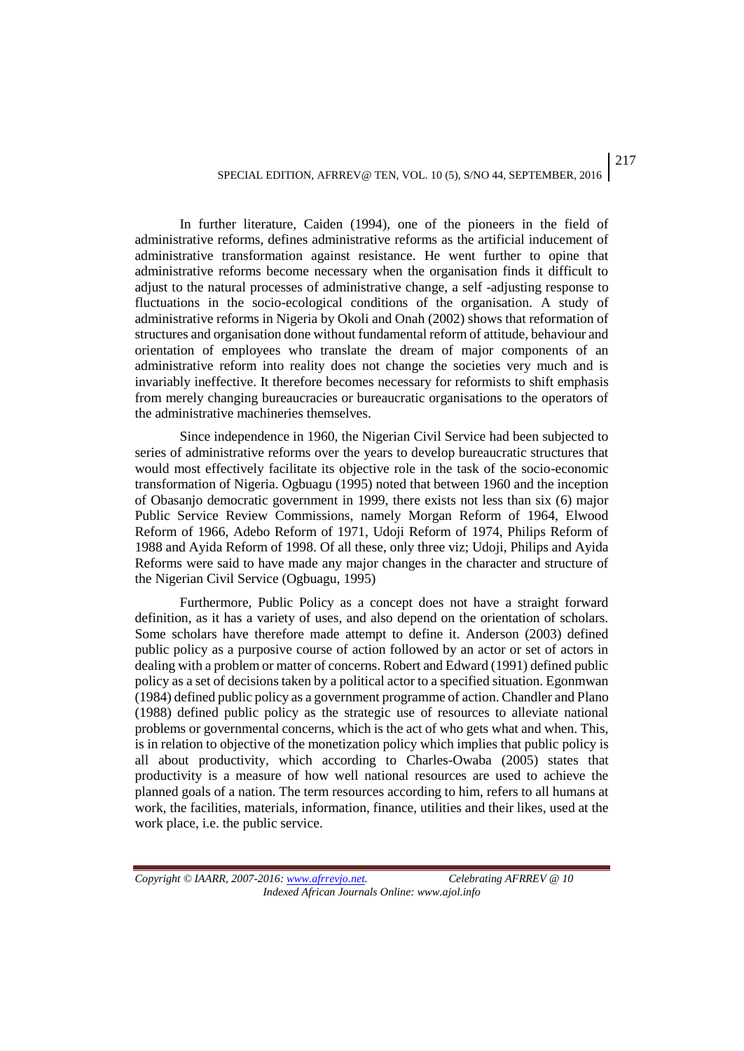In further literature, Caiden (1994), one of the pioneers in the field of administrative reforms, defines administrative reforms as the artificial inducement of administrative transformation against resistance. He went further to opine that administrative reforms become necessary when the organisation finds it difficult to adjust to the natural processes of administrative change, a self -adjusting response to fluctuations in the socio-ecological conditions of the organisation. A study of administrative reforms in Nigeria by Okoli and Onah (2002) shows that reformation of structures and organisation done without fundamental reform of attitude, behaviour and orientation of employees who translate the dream of major components of an administrative reform into reality does not change the societies very much and is invariably ineffective. It therefore becomes necessary for reformists to shift emphasis from merely changing bureaucracies or bureaucratic organisations to the operators of the administrative machineries themselves.

Since independence in 1960, the Nigerian Civil Service had been subjected to series of administrative reforms over the years to develop bureaucratic structures that would most effectively facilitate its objective role in the task of the socio-economic transformation of Nigeria. Ogbuagu (1995) noted that between 1960 and the inception of Obasanjo democratic government in 1999, there exists not less than six (6) major Public Service Review Commissions, namely Morgan Reform of 1964, Elwood Reform of 1966, Adebo Reform of 1971, Udoji Reform of 1974, Philips Reform of 1988 and Ayida Reform of 1998. Of all these, only three viz; Udoji, Philips and Ayida Reforms were said to have made any major changes in the character and structure of the Nigerian Civil Service (Ogbuagu, 1995)

Furthermore, Public Policy as a concept does not have a straight forward definition, as it has a variety of uses, and also depend on the orientation of scholars. Some scholars have therefore made attempt to define it. Anderson (2003) defined public policy as a purposive course of action followed by an actor or set of actors in dealing with a problem or matter of concerns. Robert and Edward (1991) defined public policy as a set of decisions taken by a political actor to a specified situation. Egonmwan (1984) defined public policy as a government programme of action. Chandler and Plano (1988) defined public policy as the strategic use of resources to alleviate national problems or governmental concerns, which is the act of who gets what and when. This, is in relation to objective of the monetization policy which implies that public policy is all about productivity, which according to Charles-Owaba (2005) states that productivity is a measure of how well national resources are used to achieve the planned goals of a nation. The term resources according to him, refers to all humans at work, the facilities, materials, information, finance, utilities and their likes, used at the work place, i.e. the public service.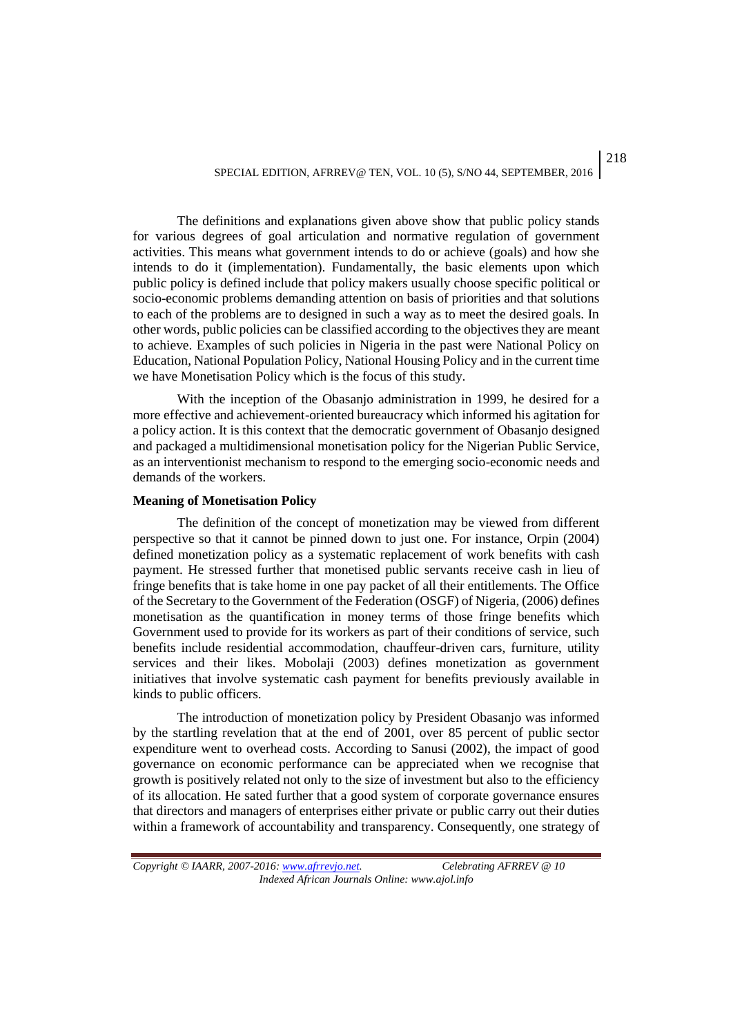The definitions and explanations given above show that public policy stands for various degrees of goal articulation and normative regulation of government activities. This means what government intends to do or achieve (goals) and how she intends to do it (implementation). Fundamentally, the basic elements upon which public policy is defined include that policy makers usually choose specific political or socio-economic problems demanding attention on basis of priorities and that solutions to each of the problems are to designed in such a way as to meet the desired goals. In other words, public policies can be classified according to the objectives they are meant to achieve. Examples of such policies in Nigeria in the past were National Policy on Education, National Population Policy, National Housing Policy and in the current time we have Monetisation Policy which is the focus of this study.

With the inception of the Obasanjo administration in 1999, he desired for a more effective and achievement-oriented bureaucracy which informed his agitation for a policy action. It is this context that the democratic government of Obasanjo designed and packaged a multidimensional monetisation policy for the Nigerian Public Service, as an interventionist mechanism to respond to the emerging socio-economic needs and demands of the workers.

**Meaning of Monetisation Policy**

The definition of the concept of monetization may be viewed from different perspective so that it cannot be pinned down to just one. For instance, Orpin (2004) defined monetization policy as a systematic replacement of work benefits with cash payment. He stressed further that monetised public servants receive cash in lieu of fringe benefits that is take home in one pay packet of all their entitlements. The Office of the Secretary to the Government of the Federation (OSGF) of Nigeria, (2006) defines monetisation as the quantification in money terms of those fringe benefits which Government used to provide for its workers as part of their conditions of service, such benefits include residential accommodation, chauffeur-driven cars, furniture, utility services and their likes. Mobolaji (2003) defines monetization as government initiatives that involve systematic cash payment for benefits previously available in kinds to public officers.

The introduction of monetization policy by President Obasanjo was informed by the startling revelation that at the end of 2001, over 85 percent of public sector expenditure went to overhead costs. According to Sanusi (2002), the impact of good governance on economic performance can be appreciated when we recognise that growth is positively related not only to the size of investment but also to the efficiency of its allocation. He sated further that a good system of corporate governance ensures that directors and managers of enterprises either private or public carry out their duties within a framework of accountability and transparency. Consequently, one strategy of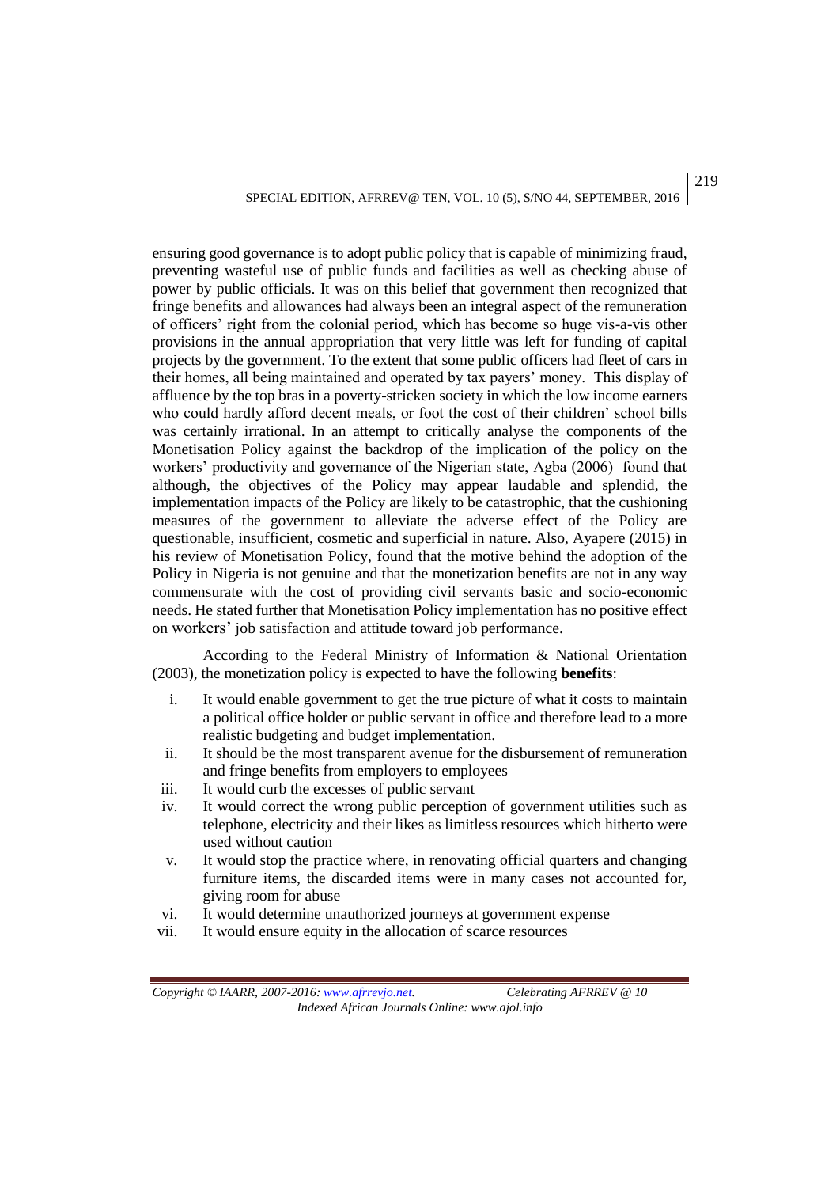ensuring good governance is to adopt public policy that is capable of minimizing fraud, preventing wasteful use of public funds and facilities as well as checking abuse of power by public officials. It was on this belief that government then recognized that fringe benefits and allowances had always been an integral aspect of the remuneration of officers' right from the colonial period, which has become so huge vis-a-vis other provisions in the annual appropriation that very little was left for funding of capital projects by the government. To the extent that some public officers had fleet of cars in their homes, all being maintained and operated by tax payers' money. This display of affluence by the top bras in a poverty-stricken society in which the low income earners who could hardly afford decent meals, or foot the cost of their children' school bills was certainly irrational. In an attempt to critically analyse the components of the Monetisation Policy against the backdrop of the implication of the policy on the workers' productivity and governance of the Nigerian state, Agba (2006) found that although, the objectives of the Policy may appear laudable and splendid, the implementation impacts of the Policy are likely to be catastrophic, that the cushioning measures of the government to alleviate the adverse effect of the Policy are questionable, insufficient, cosmetic and superficial in nature. Also, Ayapere (2015) in his review of Monetisation Policy, found that the motive behind the adoption of the Policy in Nigeria is not genuine and that the monetization benefits are not in any way commensurate with the cost of providing civil servants basic and socio-economic needs. He stated further that Monetisation Policy implementation has no positive effect on workers' job satisfaction and attitude toward job performance.

According to the Federal Ministry of Information & National Orientation (2003), the monetization policy is expected to have the following **benefits**:

i. It would enable government to get the true picture of what it costs to maintain a political office holder or public servant in office and therefore lead to a more realistic budgeting and budget implementation.
ii. It should be the most transparent avenue for the disbursement of remuneration and fringe benefits from employers to employees
iii. It would curb the excesses of public servant
iv. It would correct the wrong public perception of government utilities such as telephone, electricity and their likes as limitless resources which hitherto were used without caution
v. It would stop the practice where, in renovating official quarters and changing furniture items, the discarded items were in many cases not accounted for, giving room for abuse
vi. It would determine unauthorized journeys at government expense
vii. It would ensure equity in the allocation of scarce resources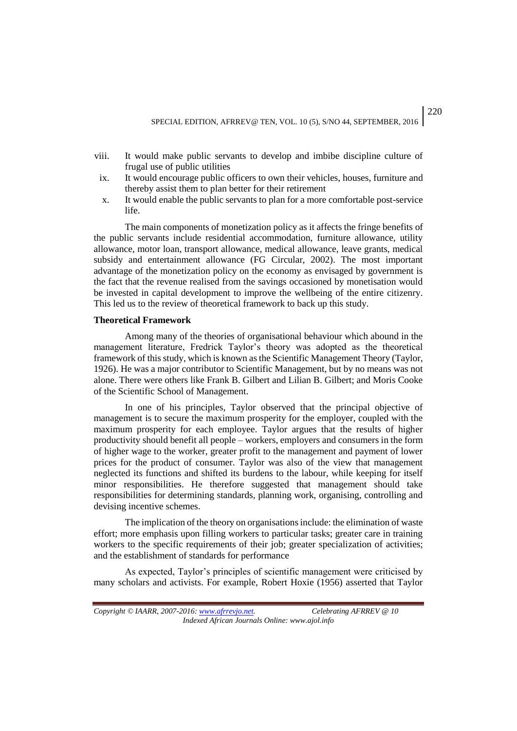viii. It would make public servants to develop and imbibe discipline culture of frugal use of public utilities

ix. It would encourage public officers to own their vehicles, houses, furniture and thereby assist them to plan better for their retirement

x. It would enable the public servants to plan for a more comfortable post-service life.

The main components of monetization policy as it affects the fringe benefits of the public servants include residential accommodation, furniture allowance, utility allowance, motor loan, transport allowance, medical allowance, leave grants, medical subsidy and entertainment allowance (FG Circular, 2002). The most important advantage of the monetization policy on the economy as envisaged by government is the fact that the revenue realised from the savings occasioned by monetisation would be invested in capital development to improve the wellbeing of the entire citizenry. This led us to the review of theoretical framework to back up this study.

**Theoretical Framework**

Among many of the theories of organisational behaviour which abound in the management literature, Fredrick Taylor's theory was adopted as the theoretical framework of this study, which is known as the Scientific Management Theory (Taylor, 1926). He was a major contributor to Scientific Management, but by no means was not alone. There were others like Frank B. Gilbert and Lilian B. Gilbert; and Moris Cooke of the Scientific School of Management.

In one of his principles, Taylor observed that the principal objective of management is to secure the maximum prosperity for the employer, coupled with the maximum prosperity for each employee. Taylor argues that the results of higher productivity should benefit all people – workers, employers and consumers in the form of higher wage to the worker, greater profit to the management and payment of lower prices for the product of consumer. Taylor was also of the view that management neglected its functions and shifted its burdens to the labour, while keeping for itself minor responsibilities. He therefore suggested that management should take responsibilities for determining standards, planning work, organising, controlling and devising incentive schemes.

The implication of the theory on organisations include: the elimination of waste effort; more emphasis upon filling workers to particular tasks; greater care in training workers to the specific requirements of their job; greater specialization of activities; and the establishment of standards for performance

As expected, Taylor's principles of scientific management were criticised by many scholars and activists. For example, Robert Hoxie (1956) asserted that Taylor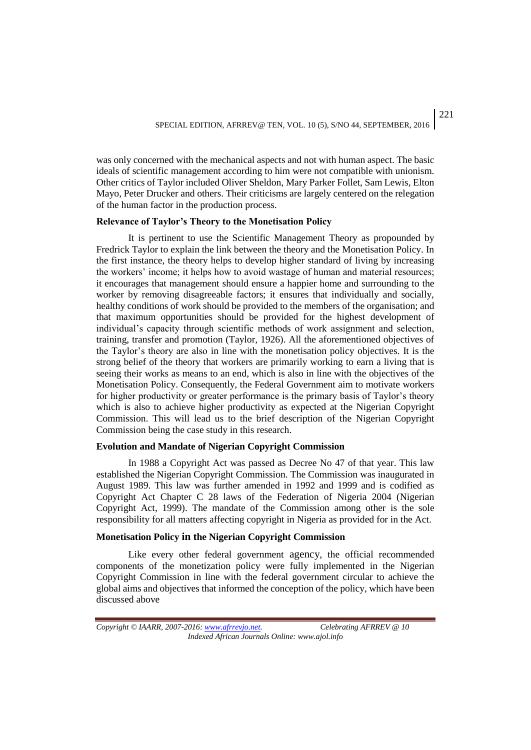was only concerned with the mechanical aspects and not with human aspect. The basic ideals of scientific management according to him were not compatible with unionism. Other critics of Taylor included Oliver Sheldon, Mary Parker Follet, Sam Lewis, Elton Mayo, Peter Drucker and others. Their criticisms are largely centered on the relegation of the human factor in the production process.

**Relevance of Taylor's Theory to the Monetisation Policy**

It is pertinent to use the Scientific Management Theory as propounded by Fredrick Taylor to explain the link between the theory and the Monetisation Policy. In the first instance, the theory helps to develop higher standard of living by increasing the workers' income; it helps how to avoid wastage of human and material resources; it encourages that management should ensure a happier home and surrounding to the worker by removing disagreeable factors; it ensures that individually and socially, healthy conditions of work should be provided to the members of the organisation; and that maximum opportunities should be provided for the highest development of individual's capacity through scientific methods of work assignment and selection, training, transfer and promotion (Taylor, 1926). All the aforementioned objectives of the Taylor's theory are also in line with the monetisation policy objectives. It is the strong belief of the theory that workers are primarily working to earn a living that is seeing their works as means to an end, which is also in line with the objectives of the Monetisation Policy. Consequently, the Federal Government aim to motivate workers for higher productivity or greater performance is the primary basis of Taylor's theory which is also to achieve higher productivity as expected at the Nigerian Copyright Commission. This will lead us to the brief description of the Nigerian Copyright Commission being the case study in this research.

**Evolution and Mandate of Nigerian Copyright Commission**

In 1988 a Copyright Act was passed as Decree No 47 of that year. This law established the Nigerian Copyright Commission. The Commission was inaugurated in August 1989. This law was further amended in 1992 and 1999 and is codified as Copyright Act Chapter C 28 laws of the Federation of Nigeria 2004 (Nigerian Copyright Act, 1999). The mandate of the Commission among other is the sole responsibility for all matters affecting copyright in Nigeria as provided for in the Act.

**Monetisation Policy in the Nigerian Copyright Commission**

Like every other federal government agency, the official recommended components of the monetization policy were fully implemented in the Nigerian Copyright Commission in line with the federal government circular to achieve the global aims and objectives that informed the conception of the policy, which have been discussed above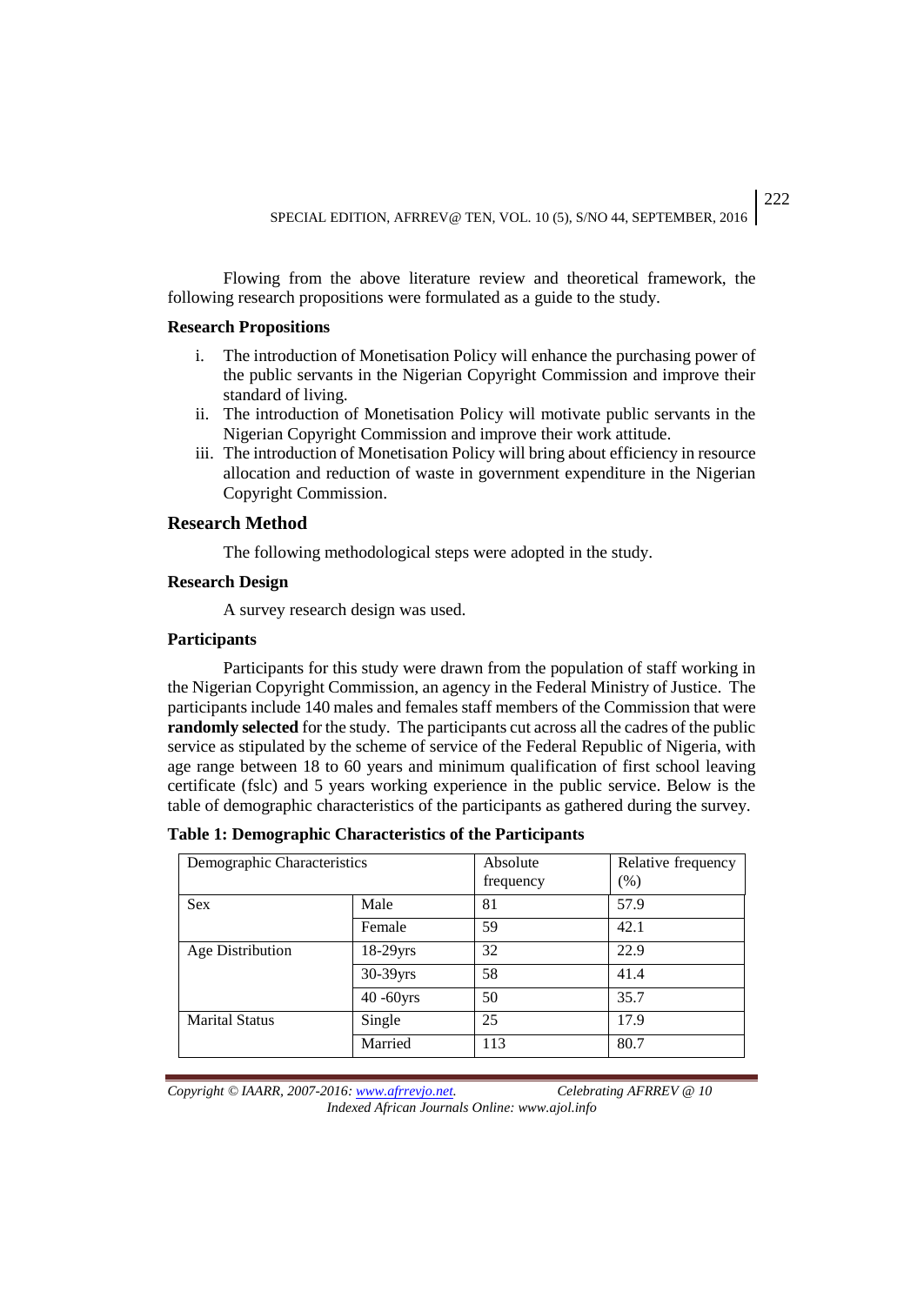Flowing from the above literature review and theoretical framework, the following research propositions were formulated as a guide to the study.

**Research Propositions**

i. The introduction of Monetisation Policy will enhance the purchasing power of the public servants in the Nigerian Copyright Commission and improve their standard of living.
ii. The introduction of Monetisation Policy will motivate public servants in the Nigerian Copyright Commission and improve their work attitude.
iii. The introduction of Monetisation Policy will bring about efficiency in resource allocation and reduction of waste in government expenditure in the Nigerian Copyright Commission.

## Research Method

The following methodological steps were adopted in the study.

**Research Design**

A survey research design was used.

**Participants**

Participants for this study were drawn from the population of staff working in the Nigerian Copyright Commission, an agency in the Federal Ministry of Justice. The participants include 140 males and females staff members of the Commission that were **randomly selected** for the study. The participants cut across all the cadres of the public service as stipulated by the scheme of service of the Federal Republic of Nigeria, with age range between 18 to 60 years and minimum qualification of first school leaving certificate (fslc) and 5 years working experience in the public service. Below is the table of demographic characteristics of the participants as gathered during the survey.

**Table 1: Demographic Characteristics of the Participants**

| Demographic Characteristics | | Absolute frequency | Relative frequency (%) |
|---|---|---|---|
| Sex | Male | 81 | 57.9 |
| | Female | 59 | 42.1 |
| Age Distribution | 18-29yrs | 32 | 22.9 |
| | 30-39yrs | 58 | 41.4 |
| | 40 -60yrs | 50 | 35.7 |
| Marital Status | Single | 25 | 17.9 |
| | Married | 113 | 80.7 |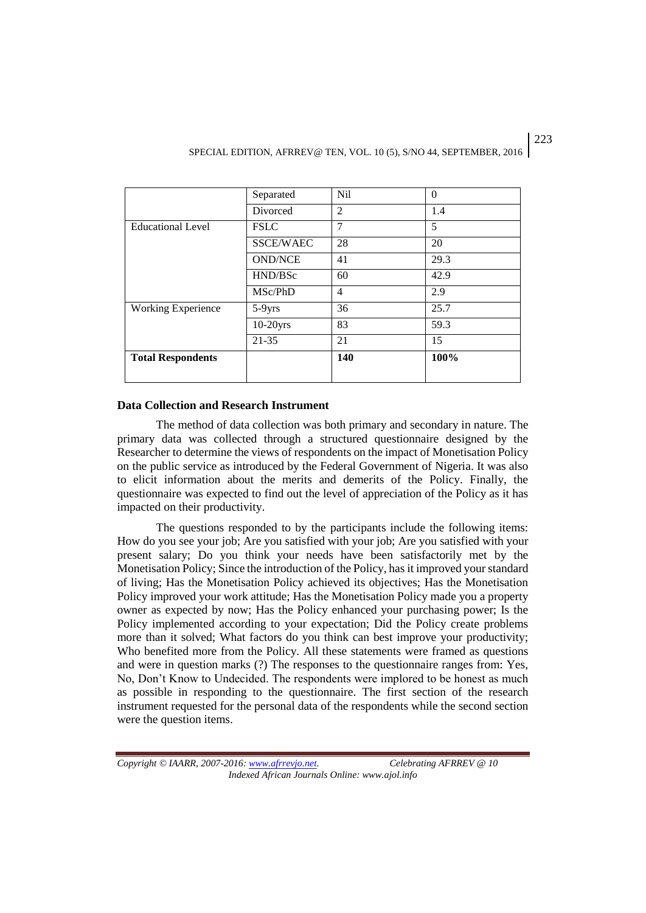| | Separated | Nil | 0 |
|---|---|---|---|
| | Divorced | 2 | 1.4 |
| Educational Level | FSLC | 7 | 5 |
| | SSCE/WAEC | 28 | 20 |
| | OND/NCE | 41 | 29.3 |
| | HND/BSc | 60 | 42.9 |
| | MSc/PhD | 4 | 2.9 |
| Working Experience | 5-9yrs | 36 | 25.7 |
| | 10-20yrs | 83 | 59.3 |
| | 21-35 | 21 | 15 |
| **Total Respondents** | | **140** | **100%** |

### Data Collection and Research Instrument

The method of data collection was both primary and secondary in nature. The primary data was collected through a structured questionnaire designed by the Researcher to determine the views of respondents on the impact of Monetisation Policy on the public service as introduced by the Federal Government of Nigeria. It was also to elicit information about the merits and demerits of the Policy. Finally, the questionnaire was expected to find out the level of appreciation of the Policy as it has impacted on their productivity.

The questions responded to by the participants include the following items: How do you see your job; Are you satisfied with your job; Are you satisfied with your present salary; Do you think your needs have been satisfactorily met by the Monetisation Policy; Since the introduction of the Policy, has it improved your standard of living; Has the Monetisation Policy achieved its objectives; Has the Monetisation Policy improved your work attitude; Has the Monetisation Policy made you a property owner as expected by now; Has the Policy enhanced your purchasing power; Is the Policy implemented according to your expectation; Did the Policy create problems more than it solved; What factors do you think can best improve your productivity; Who benefited more from the Policy. All these statements were framed as questions and were in question marks (?) The responses to the questionnaire ranges from: Yes, No, Don't Know to Undecided. The respondents were implored to be honest as much as possible in responding to the questionnaire. The first section of the research instrument requested for the personal data of the respondents while the second section were the question items.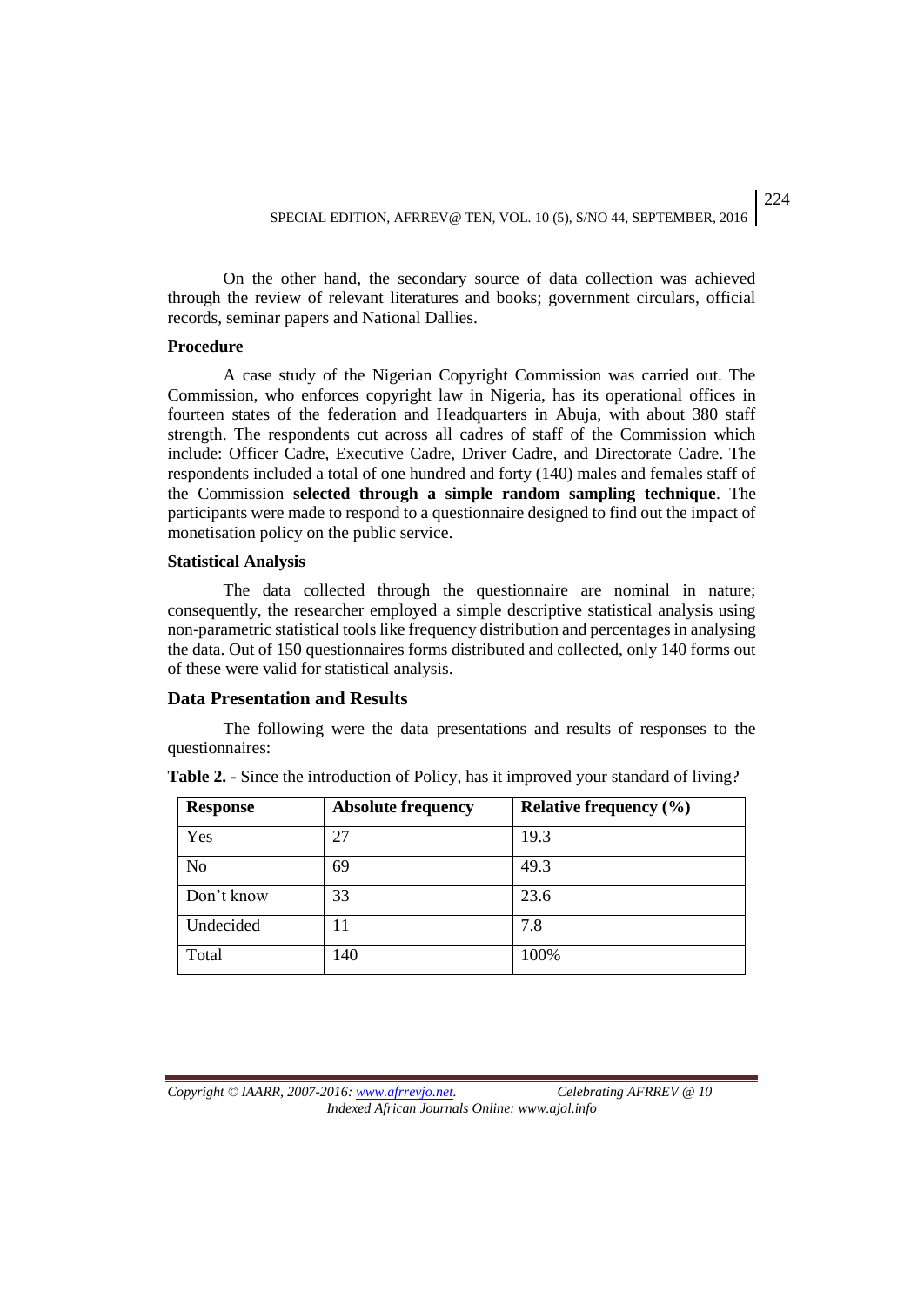On the other hand, the secondary source of data collection was achieved through the review of relevant literatures and books; government circulars, official records, seminar papers and National Dallies.

### Procedure

A case study of the Nigerian Copyright Commission was carried out. The Commission, who enforces copyright law in Nigeria, has its operational offices in fourteen states of the federation and Headquarters in Abuja, with about 380 staff strength. The respondents cut across all cadres of staff of the Commission which include: Officer Cadre, Executive Cadre, Driver Cadre, and Directorate Cadre. The respondents included a total of one hundred and forty (140) males and females staff of the Commission **selected through a simple random sampling technique**. The participants were made to respond to a questionnaire designed to find out the impact of monetisation policy on the public service.

### Statistical Analysis

The data collected through the questionnaire are nominal in nature; consequently, the researcher employed a simple descriptive statistical analysis using non-parametric statistical tools like frequency distribution and percentages in analysing the data. Out of 150 questionnaires forms distributed and collected, only 140 forms out of these were valid for statistical analysis.

## Data Presentation and Results

The following were the data presentations and results of responses to the questionnaires:

**Table 2. -** Since the introduction of Policy, has it improved your standard of living?

| Response | Absolute frequency | Relative frequency (%) |
|---|---|---|
| Yes | 27 | 19.3 |
| No | 69 | 49.3 |
| Don't know | 33 | 23.6 |
| Undecided | 11 | 7.8 |
| Total | 140 | 100% |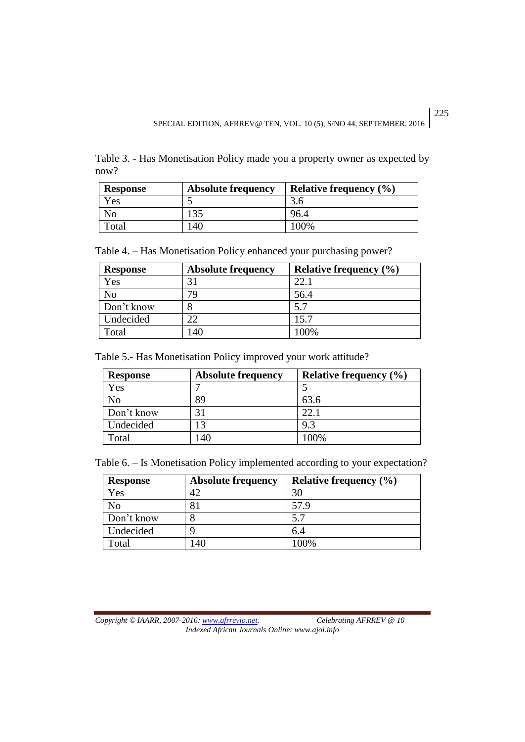Table 3. - Has Monetisation Policy made you a property owner as expected by now?

| Response | Absolute frequency | Relative frequency (%) |
|---|---|---|
| Yes | 5 | 3.6 |
| No | 135 | 96.4 |
| Total | 140 | 100% |

Table 4. – Has Monetisation Policy enhanced your purchasing power?

| Response | Absolute frequency | Relative frequency (%) |
|---|---|---|
| Yes | 31 | 22.1 |
| No | 79 | 56.4 |
| Don't know | 8 | 5.7 |
| Undecided | 22 | 15.7 |
| Total | 140 | 100% |

Table 5.- Has Monetisation Policy improved your work attitude?

| Response | Absolute frequency | Relative frequency (%) |
|---|---|---|
| Yes | 7 | 5 |
| No | 89 | 63.6 |
| Don't know | 31 | 22.1 |
| Undecided | 13 | 9.3 |
| Total | 140 | 100% |

Table 6. – Is Monetisation Policy implemented according to your expectation?

| Response | Absolute frequency | Relative frequency (%) |
|---|---|---|
| Yes | 42 | 30 |
| No | 81 | 57.9 |
| Don't know | 8 | 5.7 |
| Undecided | 9 | 6.4 |
| Total | 140 | 100% |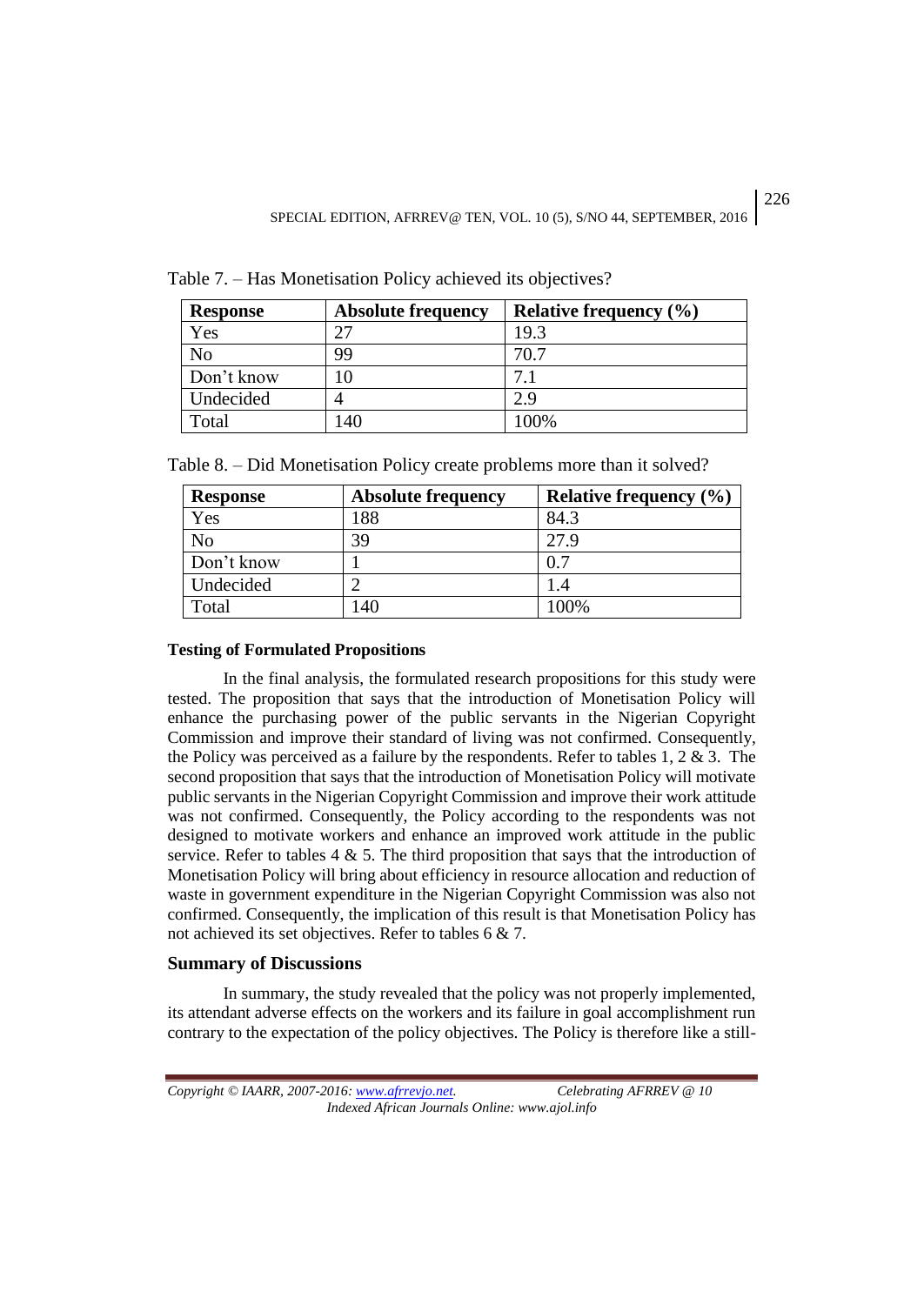Table 7. – Has Monetisation Policy achieved its objectives?

| Response | Absolute frequency | Relative frequency (%) |
|---|---|---|
| Yes | 27 | 19.3 |
| No | 99 | 70.7 |
| Don't know | 10 | 7.1 |
| Undecided | 4 | 2.9 |
| Total | 140 | 100% |

Table 8. – Did Monetisation Policy create problems more than it solved?

| Response | Absolute frequency | Relative frequency (%) |
|---|---|---|
| Yes | 188 | 84.3 |
| No | 39 | 27.9 |
| Don't know | 1 | 0.7 |
| Undecided | 2 | 1.4 |
| Total | 140 | 100% |

**Testing of Formulated Propositions**

In the final analysis, the formulated research propositions for this study were tested. The proposition that says that the introduction of Monetisation Policy will enhance the purchasing power of the public servants in the Nigerian Copyright Commission and improve their standard of living was not confirmed. Consequently, the Policy was perceived as a failure by the respondents. Refer to tables 1, 2 & 3. The second proposition that says that the introduction of Monetisation Policy will motivate public servants in the Nigerian Copyright Commission and improve their work attitude was not confirmed. Consequently, the Policy according to the respondents was not designed to motivate workers and enhance an improved work attitude in the public service. Refer to tables 4 & 5. The third proposition that says that the introduction of Monetisation Policy will bring about efficiency in resource allocation and reduction of waste in government expenditure in the Nigerian Copyright Commission was also not confirmed. Consequently, the implication of this result is that Monetisation Policy has not achieved its set objectives. Refer to tables 6 & 7.

## Summary of Discussions

In summary, the study revealed that the policy was not properly implemented, its attendant adverse effects on the workers and its failure in goal accomplishment run contrary to the expectation of the policy objectives. The Policy is therefore like a still-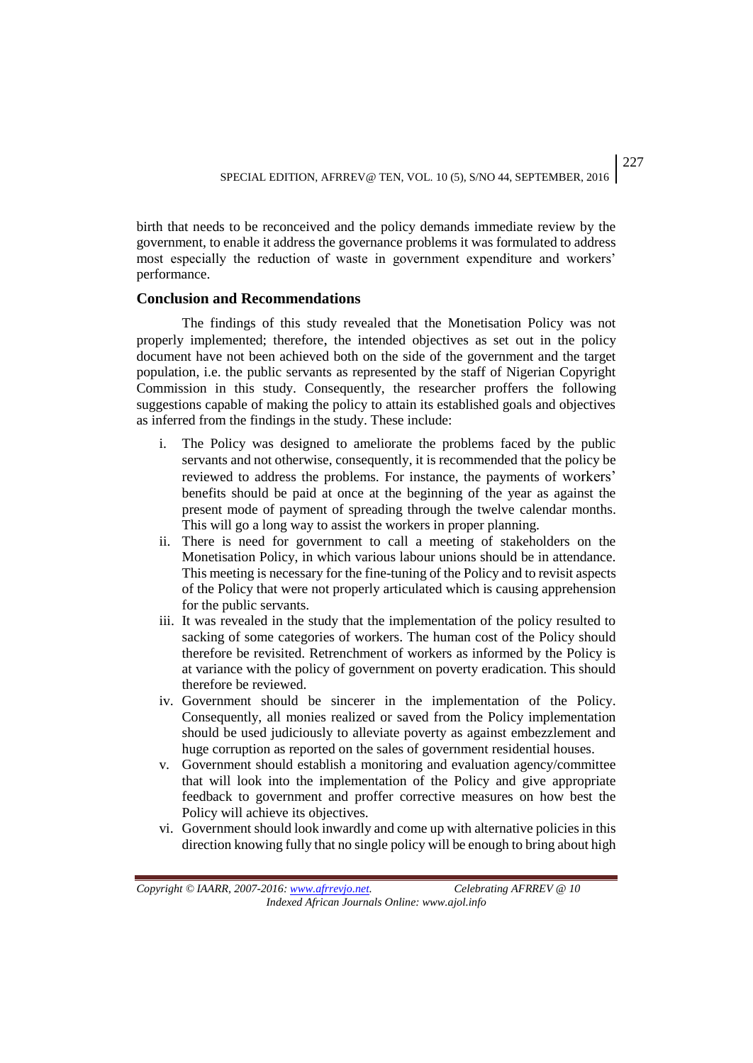birth that needs to be reconceived and the policy demands immediate review by the government, to enable it address the governance problems it was formulated to address most especially the reduction of waste in government expenditure and workers' performance.

## Conclusion and Recommendations

The findings of this study revealed that the Monetisation Policy was not properly implemented; therefore, the intended objectives as set out in the policy document have not been achieved both on the side of the government and the target population, i.e. the public servants as represented by the staff of Nigerian Copyright Commission in this study. Consequently, the researcher proffers the following suggestions capable of making the policy to attain its established goals and objectives as inferred from the findings in the study. These include:

i. The Policy was designed to ameliorate the problems faced by the public servants and not otherwise, consequently, it is recommended that the policy be reviewed to address the problems. For instance, the payments of workers' benefits should be paid at once at the beginning of the year as against the present mode of payment of spreading through the twelve calendar months. This will go a long way to assist the workers in proper planning.

ii. There is need for government to call a meeting of stakeholders on the Monetisation Policy, in which various labour unions should be in attendance. This meeting is necessary for the fine-tuning of the Policy and to revisit aspects of the Policy that were not properly articulated which is causing apprehension for the public servants.

iii. It was revealed in the study that the implementation of the policy resulted to sacking of some categories of workers. The human cost of the Policy should therefore be revisited. Retrenchment of workers as informed by the Policy is at variance with the policy of government on poverty eradication. This should therefore be reviewed.

iv. Government should be sincerer in the implementation of the Policy. Consequently, all monies realized or saved from the Policy implementation should be used judiciously to alleviate poverty as against embezzlement and huge corruption as reported on the sales of government residential houses.

v. Government should establish a monitoring and evaluation agency/committee that will look into the implementation of the Policy and give appropriate feedback to government and proffer corrective measures on how best the Policy will achieve its objectives.

vi. Government should look inwardly and come up with alternative policies in this direction knowing fully that no single policy will be enough to bring about high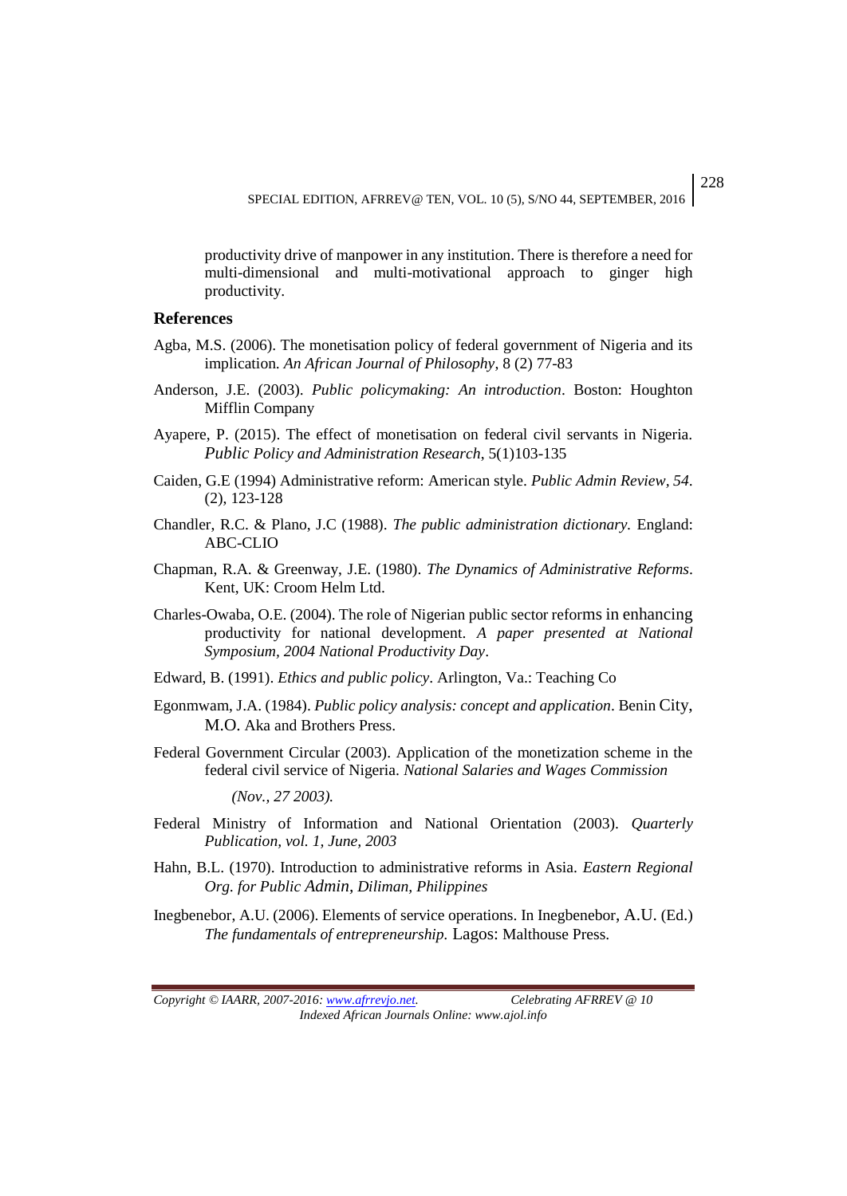productivity drive of manpower in any institution. There is therefore a need for multi-dimensional and multi-motivational approach to ginger high productivity.

## References

Agba, M.S. (2006). The monetisation policy of federal government of Nigeria and its implication. *An African Journal of Philosophy*, 8 (2) 77-83

Anderson, J.E. (2003). *Public policymaking: An introduction*. Boston: Houghton Mifflin Company

Ayapere, P. (2015). The effect of monetisation on federal civil servants in Nigeria. *Public Policy and Administration Research*, 5(1)103-135

Caiden, G.E (1994) Administrative reform: American style. *Public Admin Review, 54*. (2), 123-128

Chandler, R.C. & Plano, J.C (1988). *The public administration dictionary.* England: ABC-CLIO

Chapman, R.A. & Greenway, J.E. (1980). *The Dynamics of Administrative Reforms*. Kent, UK: Croom Helm Ltd.

Charles-Owaba, O.E. (2004). The role of Nigerian public sector reforms in enhancing productivity for national development. *A paper presented at National Symposium, 2004 National Productivity Day*.

Edward, B. (1991). *Ethics and public policy*. Arlington, Va.: Teaching Co

Egonmwam, J.A. (1984). *Public policy analysis: concept and application*. Benin City, M.O. Aka and Brothers Press.

Federal Government Circular (2003). Application of the monetization scheme in the federal civil service of Nigeria. *National Salaries and Wages Commission (Nov., 27 2003).*

Federal Ministry of Information and National Orientation (2003). *Quarterly Publication, vol. 1, June, 2003*

Hahn, B.L. (1970). Introduction to administrative reforms in Asia. *Eastern Regional Org. for Public Admin, Diliman, Philippines*

Inegbenebor, A.U. (2006). Elements of service operations. In Inegbenebor, A.U. (Ed.) *The fundamentals of entrepreneurship.* Lagos: Malthouse Press.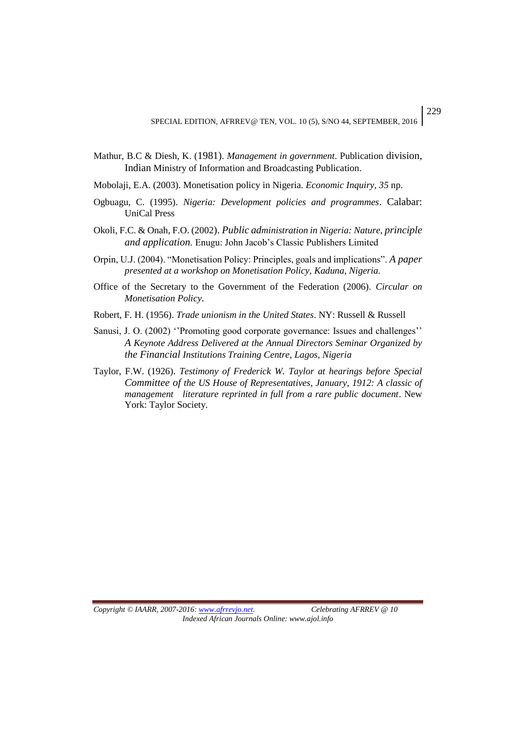Mathur, B.C & Diesh, K. (1981). *Management in government*. Publication division, Indian Ministry of Information and Broadcasting Publication.

Mobolaji, E.A. (2003). Monetisation policy in Nigeria. *Economic Inquiry, 35* np.

Ogbuagu, C. (1995). *Nigeria: Development policies and programmes*. Calabar: UniCal Press

Okoli, F.C. & Onah, F.O. (2002). *Public administration in Nigeria: Nature, principle and application.* Enugu: John Jacob's Classic Publishers Limited

Orpin, U.J. (2004). "Monetisation Policy: Principles, goals and implications". *A paper presented at a workshop on Monetisation Policy, Kaduna, Nigeria.*

Office of the Secretary to the Government of the Federation (2006). *Circular on Monetisation Policy.*

Robert, F. H. (1956). *Trade unionism in the United States*. NY: Russell & Russell

Sanusi, J. O. (2002) ''Promoting good corporate governance: Issues and challenges'' *A Keynote Address Delivered at the Annual Directors Seminar Organized by the Financial Institutions Training Centre, Lagos, Nigeria*

Taylor, F.W. (1926). *Testimony of Frederick W. Taylor at hearings before Special Committee of the US House of Representatives, January, 1912: A classic of management literature reprinted in full from a rare public document*. New York: Taylor Society.